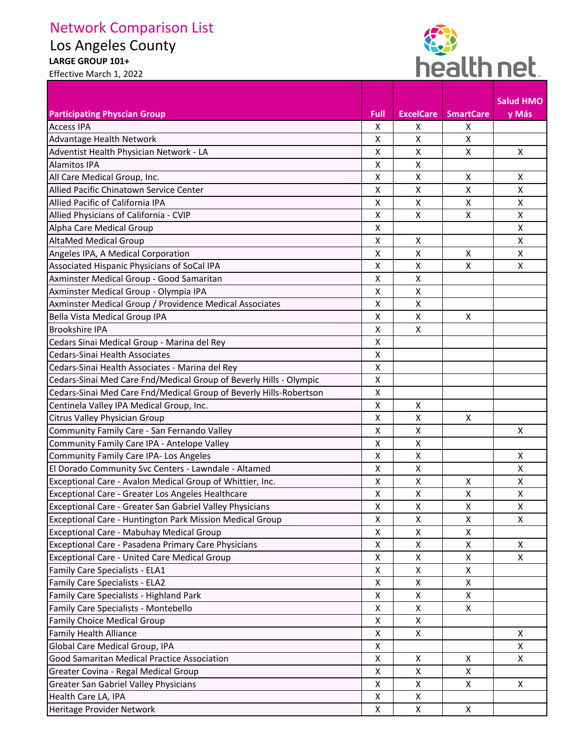# Network Comparison List

## Los Angeles County

**LARGE GROUP 101+**

Effective March 1, 2022

| Participating Physcian Group | Full | ExcelCare | SmartCare | Salud HMO y Más |
|---|---|---|---|---|
| Access IPA | X | X | X | |
| Advantage Health Network | X | X | X | |
| Adventist Health Physician Network - LA | X | X | X | X |
| Alamitos IPA | X | X | | |
| All Care Medical Group, Inc. | X | X | X | X |
| Allied Pacific Chinatown Service Center | X | X | X | X |
| Allied Pacific of California IPA | X | X | X | X |
| Allied Physicians of California - CVIP | X | X | X | X |
| Alpha Care Medical Group | X | | | X |
| AltaMed Medical Group | X | X | | X |
| Angeles IPA, A Medical Corporation | X | X | X | X |
| Associated Hispanic Physicians of SoCal IPA | X | X | X | X |
| Axminster Medical Group - Good Samaritan | X | X | | |
| Axminster Medical Group - Olympia IPA | X | X | | |
| Axminster Medical Group / Providence Medical Associates | X | X | | |
| Bella Vista Medical Group IPA | X | X | X | |
| Brookshire IPA | X | X | | |
| Cedars Sinai Medical Group - Marina del Rey | X | | | |
| Cedars-Sinai Health Associates | X | | | |
| Cedars-Sinai Health Associates - Marina del Rey | X | | | |
| Cedars-Sinai Med Care Fnd/Medical Group of Beverly Hills - Olympic | X | | | |
| Cedars-Sinai Med Care Fnd/Medical Group of Beverly Hills-Robertson | X | | | |
| Centinela Valley IPA Medical Group, Inc. | X | X | | |
| Citrus Valley Physician Group | X | X | X | |
| Community Family Care - San Fernando Valley | X | X | | X |
| Community Family Care IPA - Antelope Valley | X | X | | |
| Community Family Care IPA- Los Angeles | X | X | | X |
| El Dorado Community Svc Centers - Lawndale - Altamed | X | X | | X |
| Exceptional Care - Avalon Medical Group of Whittier, Inc. | X | X | X | X |
| Exceptional Care - Greater Los Angeles Healthcare | X | X | X | X |
| Exceptional Care - Greater San Gabriel Valley Physicians | X | X | X | X |
| Exceptional Care - Huntington Park Mission Medical Group | X | X | X | X |
| Exceptional Care - Mabuhay Medical Group | X | X | X | |
| Exceptional Care - Pasadena Primary Care Physicians | X | X | X | X |
| Exceptional Care - United Care Medical Group | X | X | X | X |
| Family Care Specialists - ELA1 | X | X | X | |
| Family Care Specialists - ELA2 | X | X | X | |
| Family Care Specialists - Highland Park | X | X | X | |
| Family Care Specialists - Montebello | X | X | X | |
| Family Choice Medical Group | X | X | | |
| Family Health Alliance | X | X | | X |
| Global Care Medical Group, IPA | X | | | X |
| Good Samaritan Medical Practice Association | X | X | X | X |
| Greater Covina - Regal Medical Group | X | X | X | |
| Greater San Gabriel Valley Physicians | X | X | X | X |
| Health Care LA, IPA | X | X | | |
| Heritage Provider Network | X | X | X | |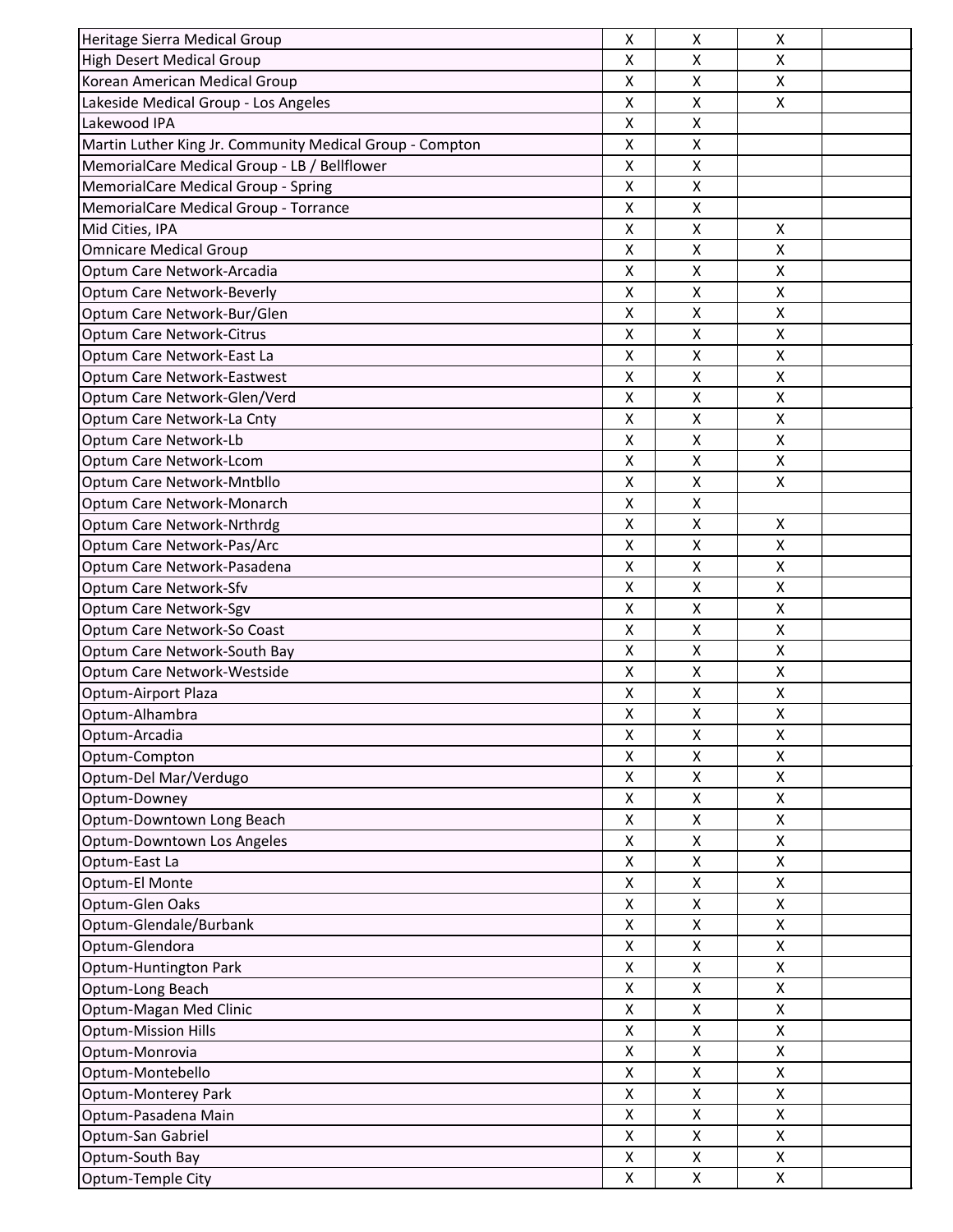| | | | | |
|---|---|---|---|---|
| Heritage Sierra Medical Group | X | X | X | |
| High Desert Medical Group | X | X | X | |
| Korean American Medical Group | X | X | X | |
| Lakeside Medical Group - Los Angeles | X | X | X | |
| Lakewood IPA | X | X | | |
| Martin Luther King Jr. Community Medical Group - Compton | X | X | | |
| MemorialCare Medical Group - LB / Bellflower | X | X | | |
| MemorialCare Medical Group - Spring | X | X | | |
| MemorialCare Medical Group - Torrance | X | X | | |
| Mid Cities, IPA | X | X | X | |
| Omnicare Medical Group | X | X | X | |
| Optum Care Network-Arcadia | X | X | X | |
| Optum Care Network-Beverly | X | X | X | |
| Optum Care Network-Bur/Glen | X | X | X | |
| Optum Care Network-Citrus | X | X | X | |
| Optum Care Network-East La | X | X | X | |
| Optum Care Network-Eastwest | X | X | X | |
| Optum Care Network-Glen/Verd | X | X | X | |
| Optum Care Network-La Cnty | X | X | X | |
| Optum Care Network-Lb | X | X | X | |
| Optum Care Network-Lcom | X | X | X | |
| Optum Care Network-Mntbllo | X | X | X | |
| Optum Care Network-Monarch | X | X | | |
| Optum Care Network-Nrthrdg | X | X | X | |
| Optum Care Network-Pas/Arc | X | X | X | |
| Optum Care Network-Pasadena | X | X | X | |
| Optum Care Network-Sfv | X | X | X | |
| Optum Care Network-Sgv | X | X | X | |
| Optum Care Network-So Coast | X | X | X | |
| Optum Care Network-South Bay | X | X | X | |
| Optum Care Network-Westside | X | X | X | |
| Optum-Airport Plaza | X | X | X | |
| Optum-Alhambra | X | X | X | |
| Optum-Arcadia | X | X | X | |
| Optum-Compton | X | X | X | |
| Optum-Del Mar/Verdugo | X | X | X | |
| Optum-Downey | X | X | X | |
| Optum-Downtown Long Beach | X | X | X | |
| Optum-Downtown Los Angeles | X | X | X | |
| Optum-East La | X | X | X | |
| Optum-El Monte | X | X | X | |
| Optum-Glen Oaks | X | X | X | |
| Optum-Glendale/Burbank | X | X | X | |
| Optum-Glendora | X | X | X | |
| Optum-Huntington Park | X | X | X | |
| Optum-Long Beach | X | X | X | |
| Optum-Magan Med Clinic | X | X | X | |
| Optum-Mission Hills | X | X | X | |
| Optum-Monrovia | X | X | X | |
| Optum-Montebello | X | X | X | |
| Optum-Monterey Park | X | X | X | |
| Optum-Pasadena Main | X | X | X | |
| Optum-San Gabriel | X | X | X | |
| Optum-South Bay | X | X | X | |
| Optum-Temple City | X | X | X | |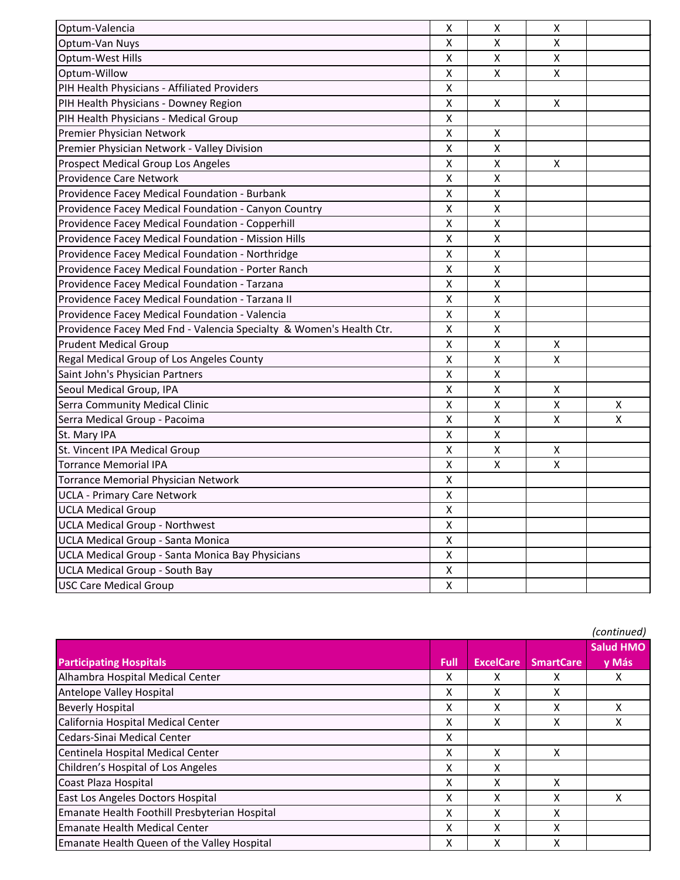| | | | | |
|---|---|---|---|---|
| Optum-Valencia | X | X | X | |
| Optum-Van Nuys | X | X | X | |
| Optum-West Hills | X | X | X | |
| Optum-Willow | X | X | X | |
| PIH Health Physicians - Affiliated Providers | X | | | |
| PIH Health Physicians - Downey Region | X | X | X | |
| PIH Health Physicians - Medical Group | X | | | |
| Premier Physician Network | X | X | | |
| Premier Physician Network - Valley Division | X | X | | |
| Prospect Medical Group Los Angeles | X | X | X | |
| Providence Care Network | X | X | | |
| Providence Facey Medical Foundation - Burbank | X | X | | |
| Providence Facey Medical Foundation - Canyon Country | X | X | | |
| Providence Facey Medical Foundation - Copperhill | X | X | | |
| Providence Facey Medical Foundation - Mission Hills | X | X | | |
| Providence Facey Medical Foundation - Northridge | X | X | | |
| Providence Facey Medical Foundation - Porter Ranch | X | X | | |
| Providence Facey Medical Foundation - Tarzana | X | X | | |
| Providence Facey Medical Foundation - Tarzana II | X | X | | |
| Providence Facey Medical Foundation - Valencia | X | X | | |
| Providence Facey Med Fnd - Valencia Specialty & Women's Health Ctr. | X | X | | |
| Prudent Medical Group | X | X | X | |
| Regal Medical Group of Los Angeles County | X | X | X | |
| Saint John's Physician Partners | X | X | | |
| Seoul Medical Group, IPA | X | X | X | |
| Serra Community Medical Clinic | X | X | X | X |
| Serra Medical Group - Pacoima | X | X | X | X |
| St. Mary IPA | X | X | | |
| St. Vincent IPA Medical Group | X | X | X | |
| Torrance Memorial IPA | X | X | X | |
| Torrance Memorial Physician Network | X | | | |
| UCLA - Primary Care Network | X | | | |
| UCLA Medical Group | X | | | |
| UCLA Medical Group - Northwest | X | | | |
| UCLA Medical Group - Santa Monica | X | | | |
| UCLA Medical Group - Santa Monica Bay Physicians | X | | | |
| UCLA Medical Group - South Bay | X | | | |
| USC Care Medical Group | X | | | |

*(continued)*

| Participating Hospitals | Full | ExcelCare | SmartCare | Salud HMO y Más |
|---|---|---|---|---|
| Alhambra Hospital Medical Center | X | X | X | X |
| Antelope Valley Hospital | X | X | X | |
| Beverly Hospital | X | X | X | X |
| California Hospital Medical Center | X | X | X | X |
| Cedars-Sinai Medical Center | X | | | |
| Centinela Hospital Medical Center | X | X | X | |
| Children's Hospital of Los Angeles | X | X | | |
| Coast Plaza Hospital | X | X | X | |
| East Los Angeles Doctors Hospital | X | X | X | X |
| Emanate Health Foothill Presbyterian Hospital | X | X | X | |
| Emanate Health Medical Center | X | X | X | |
| Emanate Health Queen of the Valley Hospital | X | X | X | |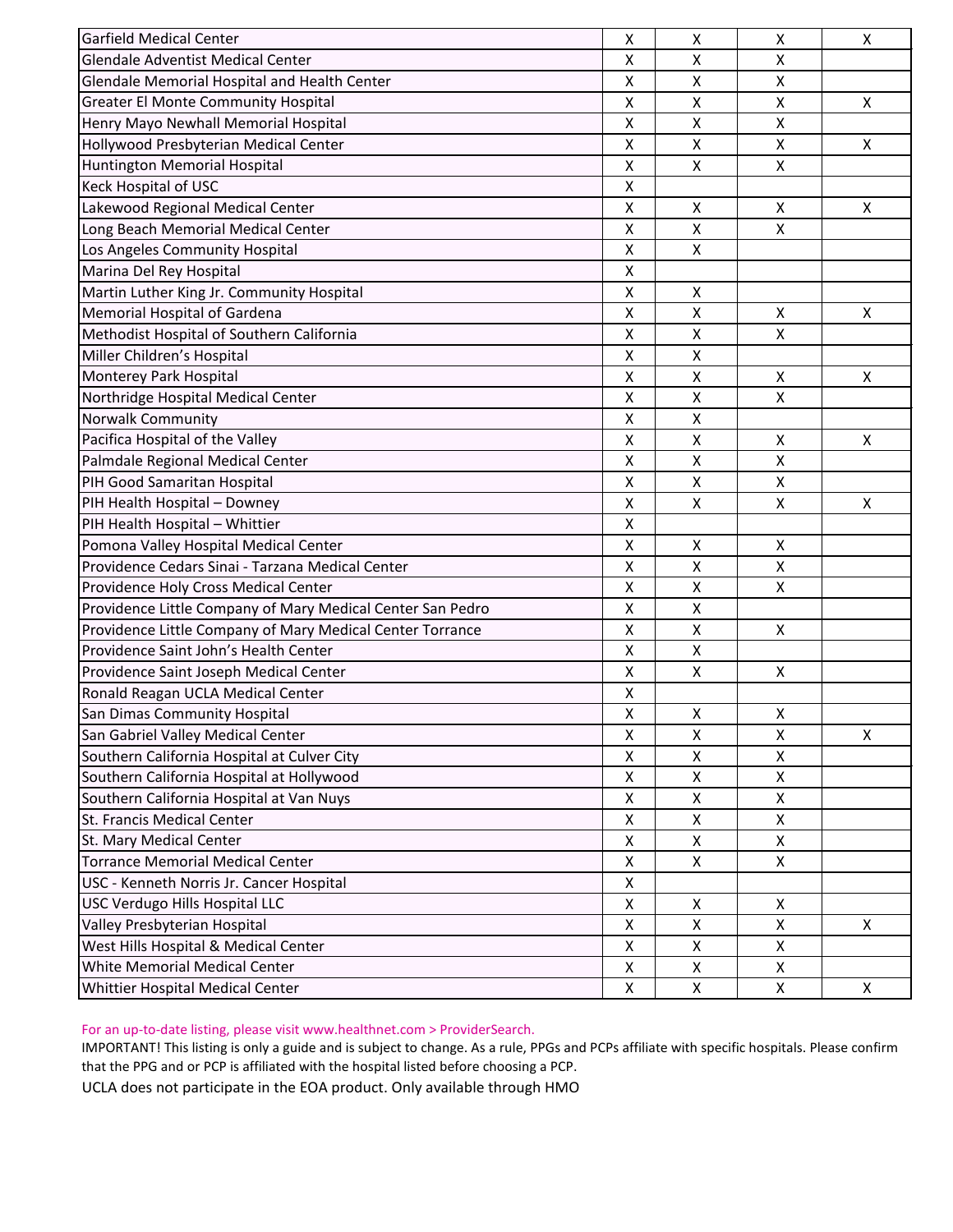| | | | | |
|---|---|---|---|---|
| Garfield Medical Center | X | X | X | X |
| Glendale Adventist Medical Center | X | X | X | |
| Glendale Memorial Hospital and Health Center | X | X | X | |
| Greater El Monte Community Hospital | X | X | X | X |
| Henry Mayo Newhall Memorial Hospital | X | X | X | |
| Hollywood Presbyterian Medical Center | X | X | X | X |
| Huntington Memorial Hospital | X | X | X | |
| Keck Hospital of USC | X | | | |
| Lakewood Regional Medical Center | X | X | X | X |
| Long Beach Memorial Medical Center | X | X | X | |
| Los Angeles Community Hospital | X | X | | |
| Marina Del Rey Hospital | X | | | |
| Martin Luther King Jr. Community Hospital | X | X | | |
| Memorial Hospital of Gardena | X | X | X | X |
| Methodist Hospital of Southern California | X | X | X | |
| Miller Children's Hospital | X | X | | |
| Monterey Park Hospital | X | X | X | X |
| Northridge Hospital Medical Center | X | X | X | |
| Norwalk Community | X | X | | |
| Pacifica Hospital of the Valley | X | X | X | X |
| Palmdale Regional Medical Center | X | X | X | |
| PIH Good Samaritan Hospital | X | X | X | |
| PIH Health Hospital – Downey | X | X | X | X |
| PIH Health Hospital – Whittier | X | | | |
| Pomona Valley Hospital Medical Center | X | X | X | |
| Providence Cedars Sinai - Tarzana Medical Center | X | X | X | |
| Providence Holy Cross Medical Center | X | X | X | |
| Providence Little Company of Mary Medical Center San Pedro | X | X | | |
| Providence Little Company of Mary Medical Center Torrance | X | X | X | |
| Providence Saint John's Health Center | X | X | | |
| Providence Saint Joseph Medical Center | X | X | X | |
| Ronald Reagan UCLA Medical Center | X | | | |
| San Dimas Community Hospital | X | X | X | |
| San Gabriel Valley Medical Center | X | X | X | X |
| Southern California Hospital at Culver City | X | X | X | |
| Southern California Hospital at Hollywood | X | X | X | |
| Southern California Hospital at Van Nuys | X | X | X | |
| St. Francis Medical Center | X | X | X | |
| St. Mary Medical Center | X | X | X | |
| Torrance Memorial Medical Center | X | X | X | |
| USC - Kenneth Norris Jr. Cancer Hospital | X | | | |
| USC Verdugo Hills Hospital LLC | X | X | X | |
| Valley Presbyterian Hospital | X | X | X | X |
| West Hills Hospital & Medical Center | X | X | X | |
| White Memorial Medical Center | X | X | X | |
| Whittier Hospital Medical Center | X | X | X | X |

For an up-to-date listing, please visit www.healthnet.com > ProviderSearch.

IMPORTANT! This listing is only a guide and is subject to change. As a rule, PPGs and PCPs affiliate with specific hospitals. Please confirm that the PPG and or PCP is affiliated with the hospital listed before choosing a PCP.

UCLA does not participate in the EOA product. Only available through HMO